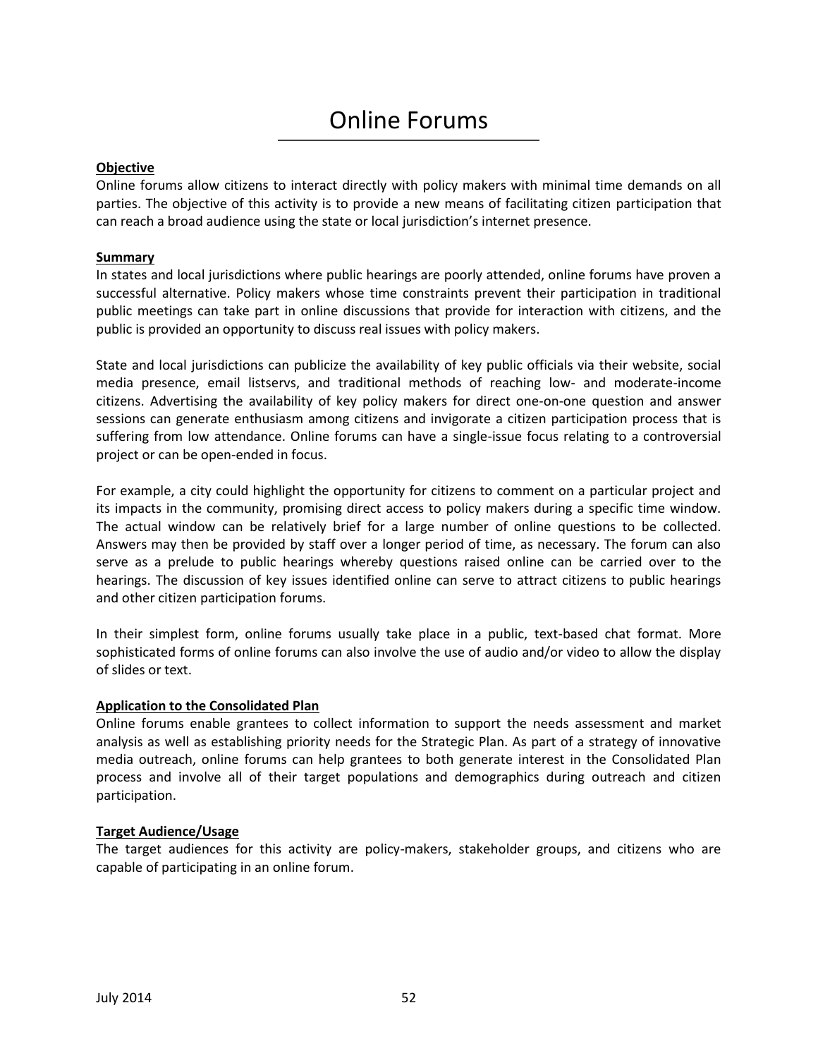# Online Forums

**Objective**

Online forums allow citizens to interact directly with policy makers with minimal time demands on all parties. The objective of this activity is to provide a new means of facilitating citizen participation that can reach a broad audience using the state or local jurisdiction's internet presence.

**Summary**

In states and local jurisdictions where public hearings are poorly attended, online forums have proven a successful alternative. Policy makers whose time constraints prevent their participation in traditional public meetings can take part in online discussions that provide for interaction with citizens, and the public is provided an opportunity to discuss real issues with policy makers.

State and local jurisdictions can publicize the availability of key public officials via their website, social media presence, email listservs, and traditional methods of reaching low- and moderate-income citizens. Advertising the availability of key policy makers for direct one-on-one question and answer sessions can generate enthusiasm among citizens and invigorate a citizen participation process that is suffering from low attendance. Online forums can have a single-issue focus relating to a controversial project or can be open-ended in focus.

For example, a city could highlight the opportunity for citizens to comment on a particular project and its impacts in the community, promising direct access to policy makers during a specific time window. The actual window can be relatively brief for a large number of online questions to be collected. Answers may then be provided by staff over a longer period of time, as necessary. The forum can also serve as a prelude to public hearings whereby questions raised online can be carried over to the hearings. The discussion of key issues identified online can serve to attract citizens to public hearings and other citizen participation forums.

In their simplest form, online forums usually take place in a public, text-based chat format. More sophisticated forms of online forums can also involve the use of audio and/or video to allow the display of slides or text.

**Application to the Consolidated Plan**

Online forums enable grantees to collect information to support the needs assessment and market analysis as well as establishing priority needs for the Strategic Plan. As part of a strategy of innovative media outreach, online forums can help grantees to both generate interest in the Consolidated Plan process and involve all of their target populations and demographics during outreach and citizen participation.

**Target Audience/Usage**

The target audiences for this activity are policy-makers, stakeholder groups, and citizens who are capable of participating in an online forum.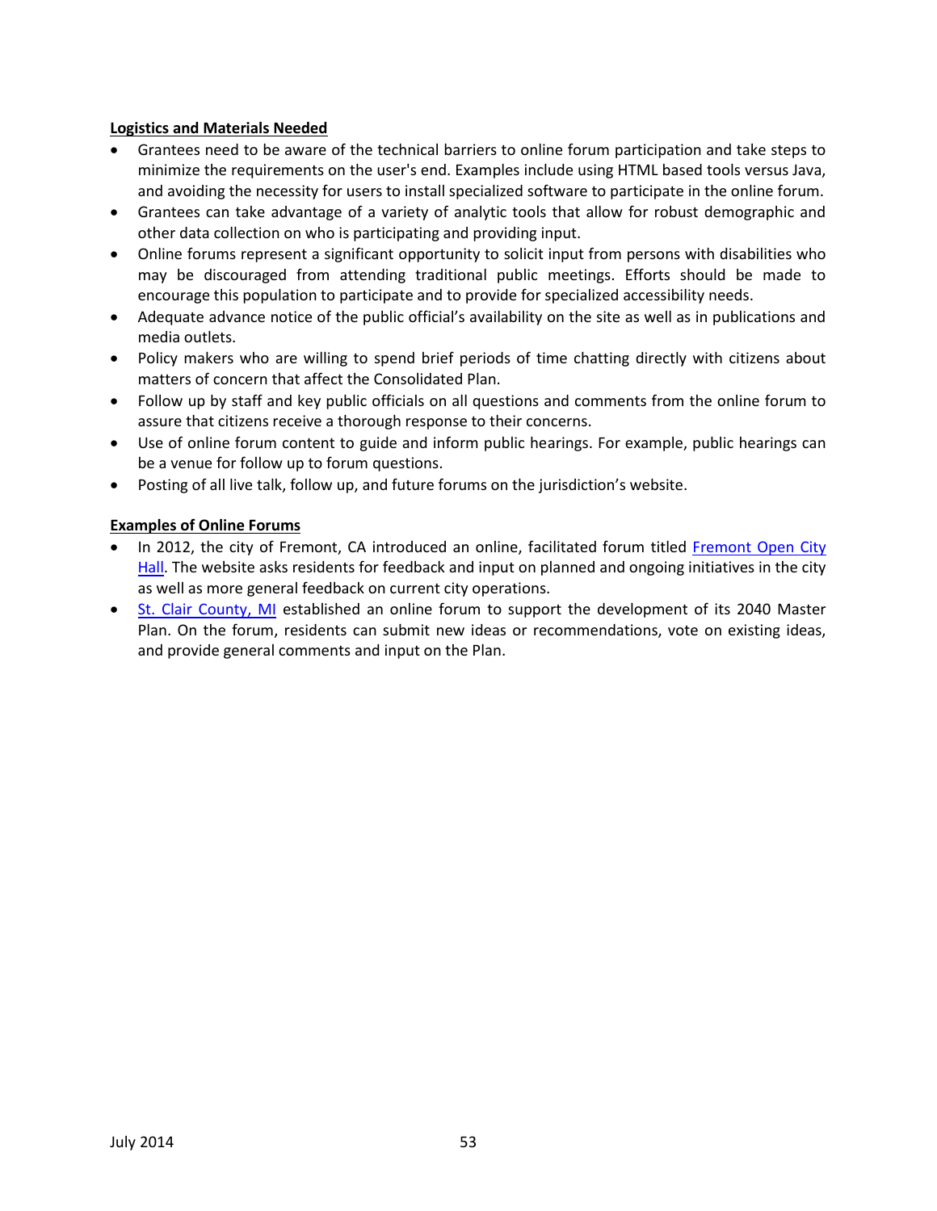**Logistics and Materials Needed**

- Grantees need to be aware of the technical barriers to online forum participation and take steps to minimize the requirements on the user's end. Examples include using HTML based tools versus Java, and avoiding the necessity for users to install specialized software to participate in the online forum.
- Grantees can take advantage of a variety of analytic tools that allow for robust demographic and other data collection on who is participating and providing input.
- Online forums represent a significant opportunity to solicit input from persons with disabilities who may be discouraged from attending traditional public meetings. Efforts should be made to encourage this population to participate and to provide for specialized accessibility needs.
- Adequate advance notice of the public official's availability on the site as well as in publications and media outlets.
- Policy makers who are willing to spend brief periods of time chatting directly with citizens about matters of concern that affect the Consolidated Plan.
- Follow up by staff and key public officials on all questions and comments from the online forum to assure that citizens receive a thorough response to their concerns.
- Use of online forum content to guide and inform public hearings. For example, public hearings can be a venue for follow up to forum questions.
- Posting of all live talk, follow up, and future forums on the jurisdiction's website.

**Examples of Online Forums**

- In 2012, the city of Fremont, CA introduced an online, facilitated forum titled Fremont Open City Hall. The website asks residents for feedback and input on planned and ongoing initiatives in the city as well as more general feedback on current city operations.
- St. Clair County, MI established an online forum to support the development of its 2040 Master Plan. On the forum, residents can submit new ideas or recommendations, vote on existing ideas, and provide general comments and input on the Plan.